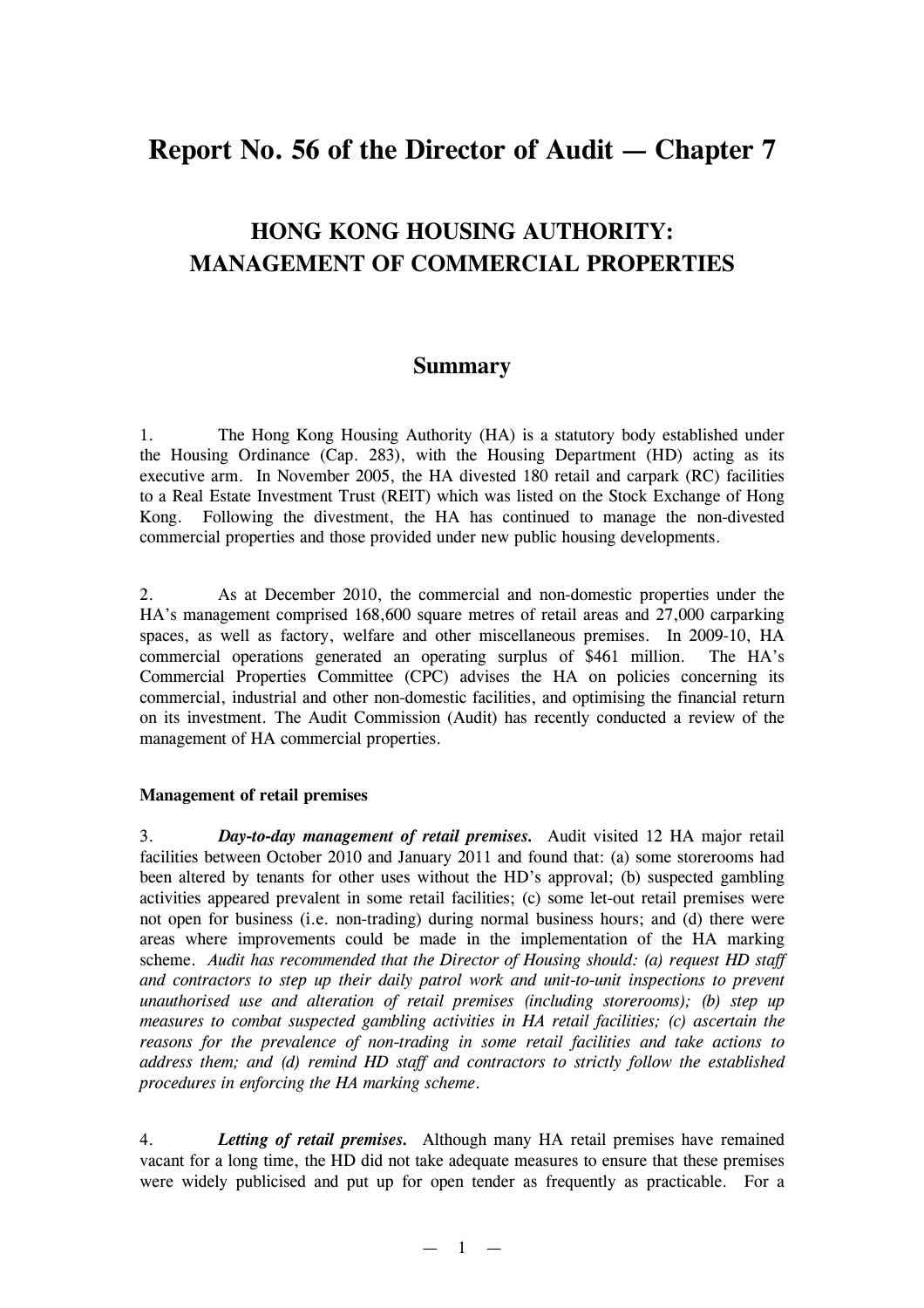# Report No. 56 of the Director of Audit — Chapter 7

## HONG KONG HOUSING AUTHORITY: MANAGEMENT OF COMMERCIAL PROPERTIES

### Summary

1. The Hong Kong Housing Authority (HA) is a statutory body established under the Housing Ordinance (Cap. 283), with the Housing Department (HD) acting as its executive arm. In November 2005, the HA divested 180 retail and carpark (RC) facilities to a Real Estate Investment Trust (REIT) which was listed on the Stock Exchange of Hong Kong. Following the divestment, the HA has continued to manage the non-divested commercial properties and those provided under new public housing developments.

2. As at December 2010, the commercial and non-domestic properties under the HA's management comprised 168,600 square metres of retail areas and 27,000 carparking spaces, as well as factory, welfare and other miscellaneous premises. In 2009-10, HA commercial operations generated an operating surplus of $461 million. The HA's Commercial Properties Committee (CPC) advises the HA on policies concerning its commercial, industrial and other non-domestic facilities, and optimising the financial return on its investment. The Audit Commission (Audit) has recently conducted a review of the management of HA commercial properties.

**Management of retail premises**

3. ***Day-to-day management of retail premises.*** Audit visited 12 HA major retail facilities between October 2010 and January 2011 and found that: (a) some storerooms had been altered by tenants for other uses without the HD's approval; (b) suspected gambling activities appeared prevalent in some retail facilities; (c) some let-out retail premises were not open for business (i.e. non-trading) during normal business hours; and (d) there were areas where improvements could be made in the implementation of the HA marking scheme. *Audit has recommended that the Director of Housing should: (a) request HD staff and contractors to step up their daily patrol work and unit-to-unit inspections to prevent unauthorised use and alteration of retail premises (including storerooms); (b) step up measures to combat suspected gambling activities in HA retail facilities; (c) ascertain the reasons for the prevalence of non-trading in some retail facilities and take actions to address them; and (d) remind HD staff and contractors to strictly follow the established procedures in enforcing the HA marking scheme.*

4. ***Letting of retail premises.*** Although many HA retail premises have remained vacant for a long time, the HD did not take adequate measures to ensure that these premises were widely publicised and put up for open tender as frequently as practicable. For a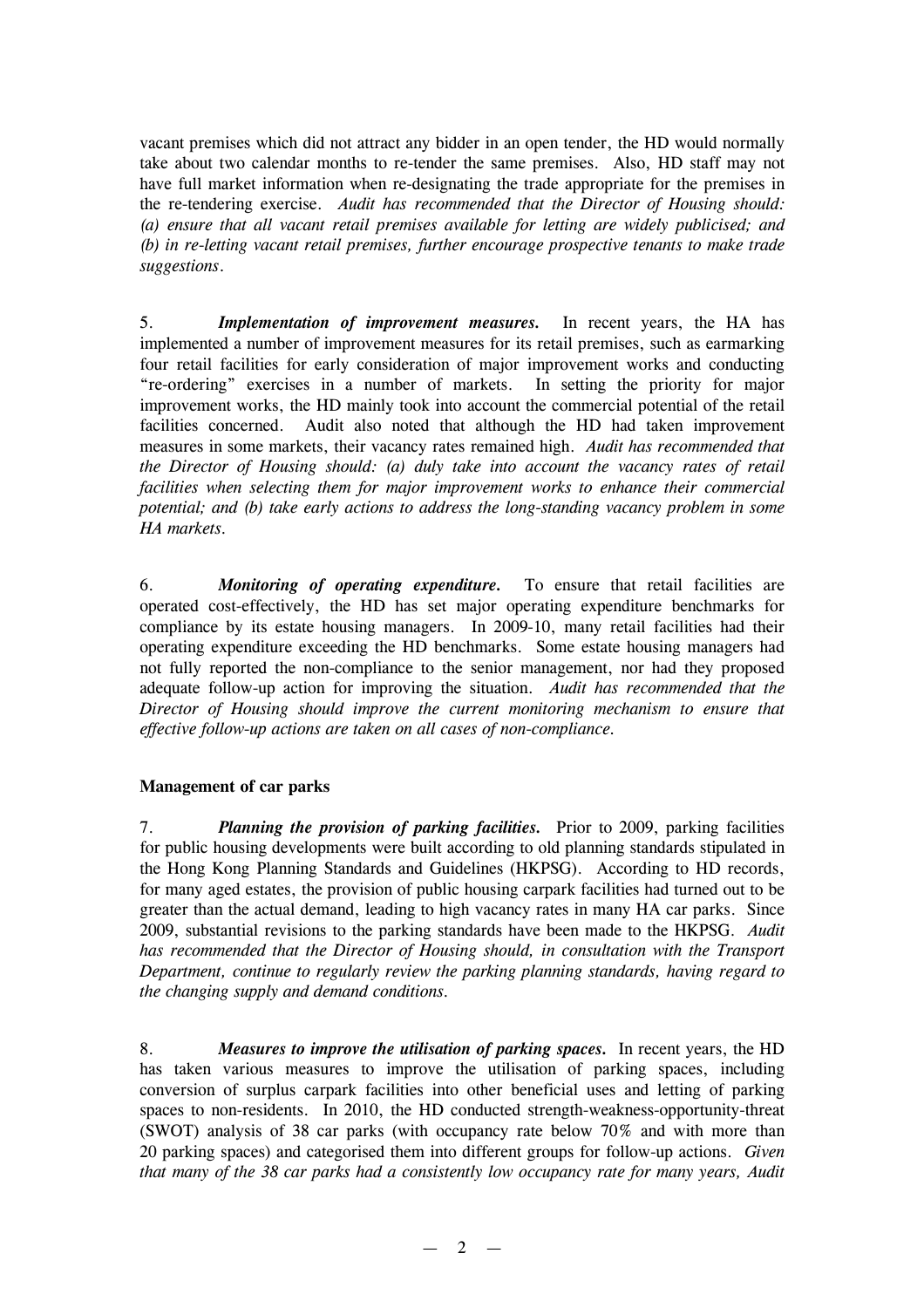vacant premises which did not attract any bidder in an open tender, the HD would normally take about two calendar months to re-tender the same premises. Also, HD staff may not have full market information when re-designating the trade appropriate for the premises in the re-tendering exercise. *Audit has recommended that the Director of Housing should: (a) ensure that all vacant retail premises available for letting are widely publicised; and (b) in re-letting vacant retail premises, further encourage prospective tenants to make trade suggestions.*

5. ***Implementation of improvement measures.*** In recent years, the HA has implemented a number of improvement measures for its retail premises, such as earmarking four retail facilities for early consideration of major improvement works and conducting "re-ordering" exercises in a number of markets. In setting the priority for major improvement works, the HD mainly took into account the commercial potential of the retail facilities concerned. Audit also noted that although the HD had taken improvement measures in some markets, their vacancy rates remained high. *Audit has recommended that the Director of Housing should: (a) duly take into account the vacancy rates of retail facilities when selecting them for major improvement works to enhance their commercial potential; and (b) take early actions to address the long-standing vacancy problem in some HA markets.*

6. ***Monitoring of operating expenditure.*** To ensure that retail facilities are operated cost-effectively, the HD has set major operating expenditure benchmarks for compliance by its estate housing managers. In 2009-10, many retail facilities had their operating expenditure exceeding the HD benchmarks. Some estate housing managers had not fully reported the non-compliance to the senior management, nor had they proposed adequate follow-up action for improving the situation. *Audit has recommended that the Director of Housing should improve the current monitoring mechanism to ensure that effective follow-up actions are taken on all cases of non-compliance.*

**Management of car parks**

7. ***Planning the provision of parking facilities.*** Prior to 2009, parking facilities for public housing developments were built according to old planning standards stipulated in the Hong Kong Planning Standards and Guidelines (HKPSG). According to HD records, for many aged estates, the provision of public housing carpark facilities had turned out to be greater than the actual demand, leading to high vacancy rates in many HA car parks. Since 2009, substantial revisions to the parking standards have been made to the HKPSG. *Audit has recommended that the Director of Housing should, in consultation with the Transport Department, continue to regularly review the parking planning standards, having regard to the changing supply and demand conditions.*

8. ***Measures to improve the utilisation of parking spaces.*** In recent years, the HD has taken various measures to improve the utilisation of parking spaces, including conversion of surplus carpark facilities into other beneficial uses and letting of parking spaces to non-residents. In 2010, the HD conducted strength-weakness-opportunity-threat (SWOT) analysis of 38 car parks (with occupancy rate below 70% and with more than 20 parking spaces) and categorised them into different groups for follow-up actions. *Given that many of the 38 car parks had a consistently low occupancy rate for many years, Audit*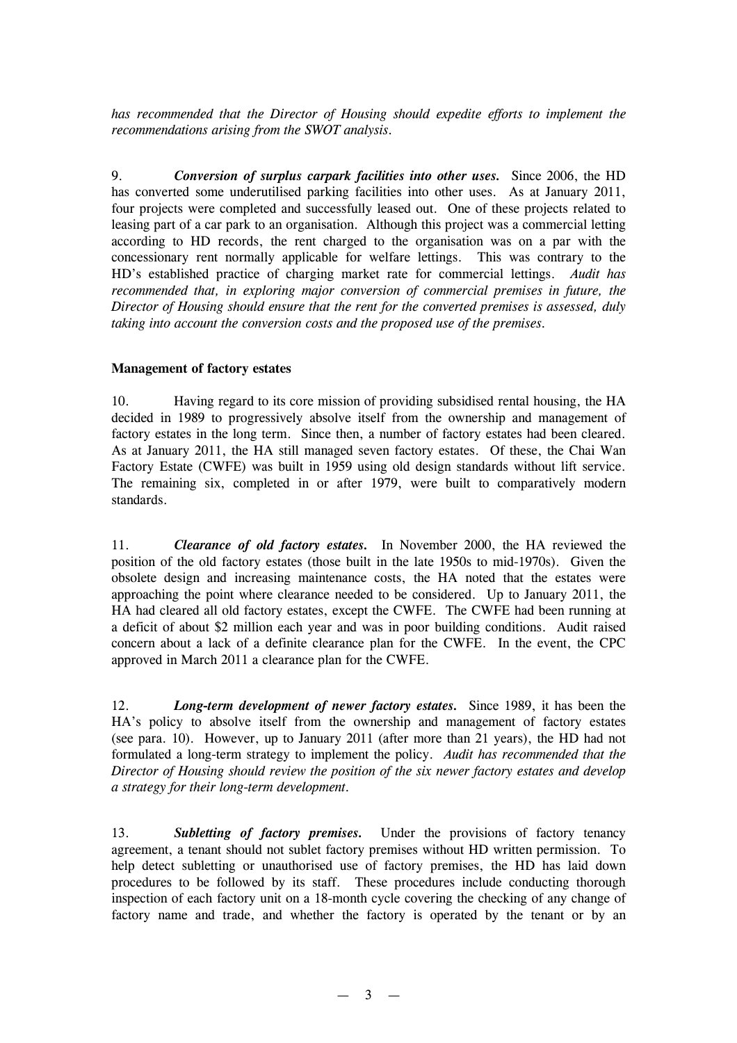*has recommended that the Director of Housing should expedite efforts to implement the recommendations arising from the SWOT analysis.*

9. ***Conversion of surplus carpark facilities into other uses.*** Since 2006, the HD has converted some underutilised parking facilities into other uses. As at January 2011, four projects were completed and successfully leased out. One of these projects related to leasing part of a car park to an organisation. Although this project was a commercial letting according to HD records, the rent charged to the organisation was on a par with the concessionary rent normally applicable for welfare lettings. This was contrary to the HD's established practice of charging market rate for commercial lettings. *Audit has recommended that, in exploring major conversion of commercial premises in future, the Director of Housing should ensure that the rent for the converted premises is assessed, duly taking into account the conversion costs and the proposed use of the premises.*

**Management of factory estates**

10. Having regard to its core mission of providing subsidised rental housing, the HA decided in 1989 to progressively absolve itself from the ownership and management of factory estates in the long term. Since then, a number of factory estates had been cleared. As at January 2011, the HA still managed seven factory estates. Of these, the Chai Wan Factory Estate (CWFE) was built in 1959 using old design standards without lift service. The remaining six, completed in or after 1979, were built to comparatively modern standards.

11. ***Clearance of old factory estates.*** In November 2000, the HA reviewed the position of the old factory estates (those built in the late 1950s to mid-1970s). Given the obsolete design and increasing maintenance costs, the HA noted that the estates were approaching the point where clearance needed to be considered. Up to January 2011, the HA had cleared all old factory estates, except the CWFE. The CWFE had been running at a deficit of about $2 million each year and was in poor building conditions. Audit raised concern about a lack of a definite clearance plan for the CWFE. In the event, the CPC approved in March 2011 a clearance plan for the CWFE.

12. ***Long-term development of newer factory estates.*** Since 1989, it has been the HA's policy to absolve itself from the ownership and management of factory estates (see para. 10). However, up to January 2011 (after more than 21 years), the HD had not formulated a long-term strategy to implement the policy. *Audit has recommended that the Director of Housing should review the position of the six newer factory estates and develop a strategy for their long-term development.*

13. ***Subletting of factory premises.*** Under the provisions of factory tenancy agreement, a tenant should not sublet factory premises without HD written permission. To help detect subletting or unauthorised use of factory premises, the HD has laid down procedures to be followed by its staff. These procedures include conducting thorough inspection of each factory unit on a 18-month cycle covering the checking of any change of factory name and trade, and whether the factory is operated by the tenant or by an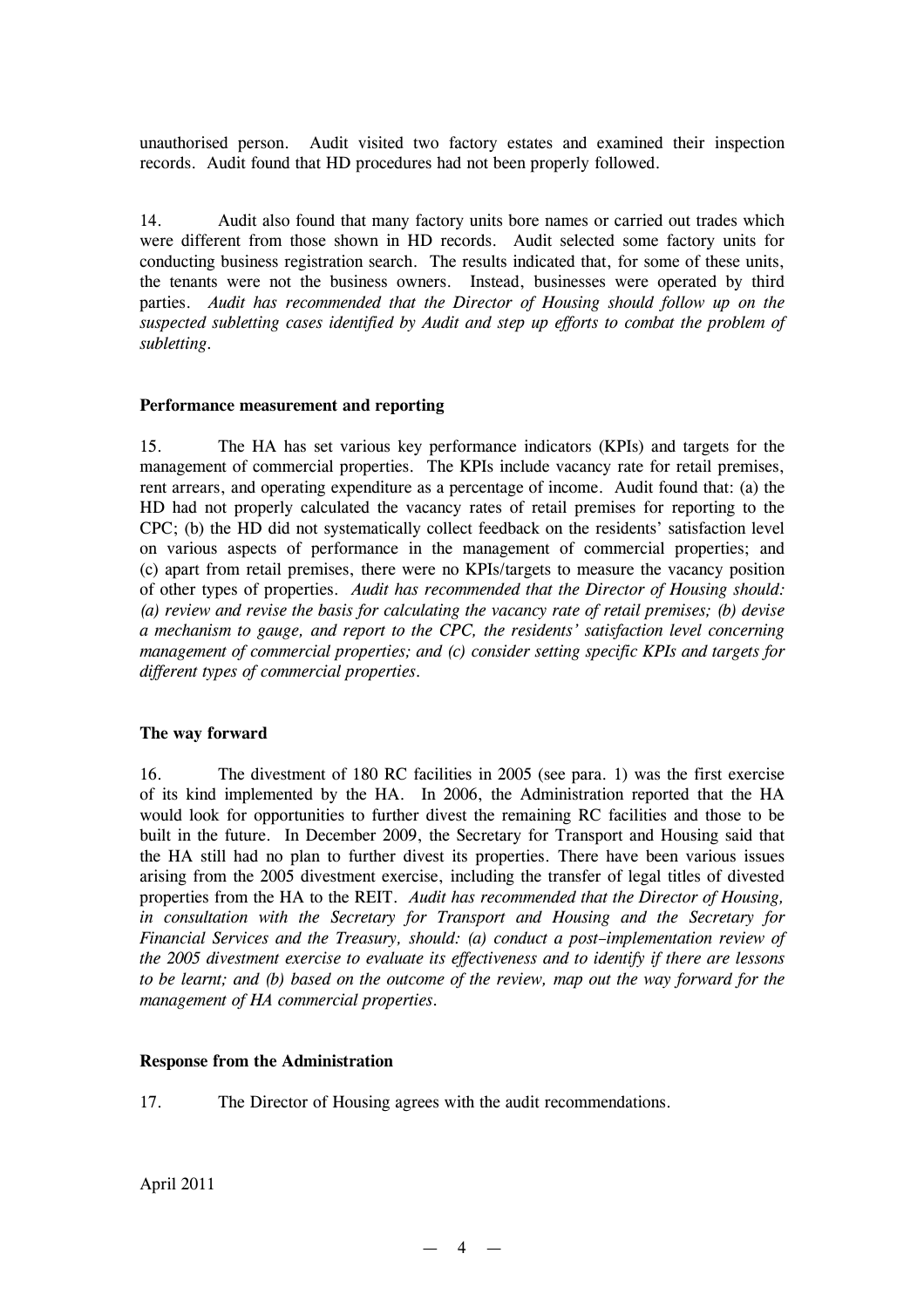unauthorised person. Audit visited two factory estates and examined their inspection records. Audit found that HD procedures had not been properly followed.

14. Audit also found that many factory units bore names or carried out trades which were different from those shown in HD records. Audit selected some factory units for conducting business registration search. The results indicated that, for some of these units, the tenants were not the business owners. Instead, businesses were operated by third parties. *Audit has recommended that the Director of Housing should follow up on the suspected subletting cases identified by Audit and step up efforts to combat the problem of subletting.*

**Performance measurement and reporting**

15. The HA has set various key performance indicators (KPIs) and targets for the management of commercial properties. The KPIs include vacancy rate for retail premises, rent arrears, and operating expenditure as a percentage of income. Audit found that: (a) the HD had not properly calculated the vacancy rates of retail premises for reporting to the CPC; (b) the HD did not systematically collect feedback on the residents' satisfaction level on various aspects of performance in the management of commercial properties; and (c) apart from retail premises, there were no KPIs/targets to measure the vacancy position of other types of properties. *Audit has recommended that the Director of Housing should: (a) review and revise the basis for calculating the vacancy rate of retail premises; (b) devise a mechanism to gauge, and report to the CPC, the residents' satisfaction level concerning management of commercial properties; and (c) consider setting specific KPIs and targets for different types of commercial properties.*

**The way forward**

16. The divestment of 180 RC facilities in 2005 (see para. 1) was the first exercise of its kind implemented by the HA. In 2006, the Administration reported that the HA would look for opportunities to further divest the remaining RC facilities and those to be built in the future. In December 2009, the Secretary for Transport and Housing said that the HA still had no plan to further divest its properties. There have been various issues arising from the 2005 divestment exercise, including the transfer of legal titles of divested properties from the HA to the REIT. *Audit has recommended that the Director of Housing, in consultation with the Secretary for Transport and Housing and the Secretary for Financial Services and the Treasury, should: (a) conduct a post-implementation review of the 2005 divestment exercise to evaluate its effectiveness and to identify if there are lessons to be learnt; and (b) based on the outcome of the review, map out the way forward for the management of HA commercial properties.*

**Response from the Administration**

17. The Director of Housing agrees with the audit recommendations.

April 2011